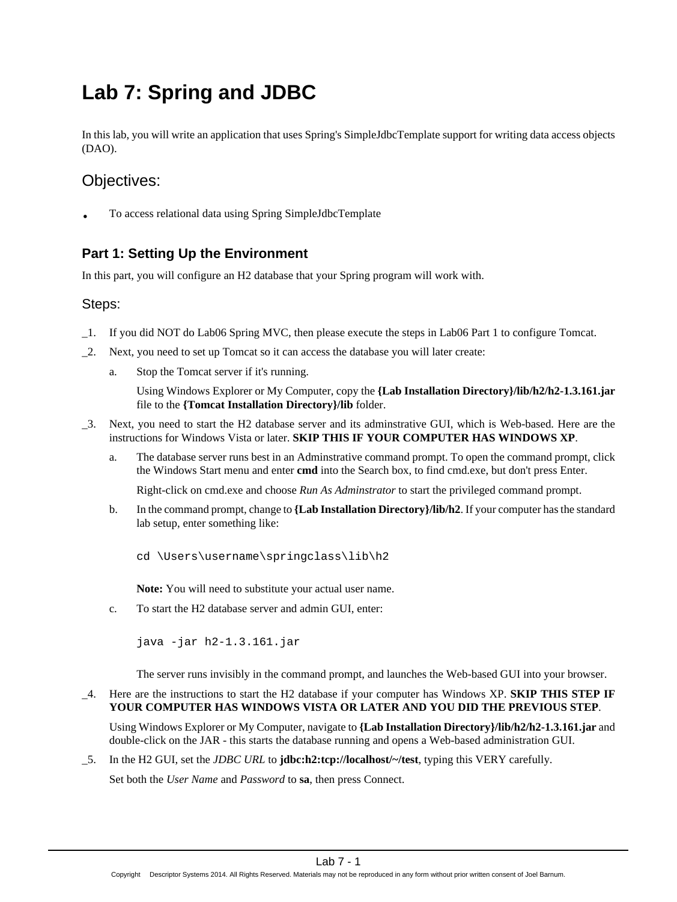# Lab 7: Spring and JDBC

In this lab, you will write an application that uses Spring's SimpleJdbcTemplate support for writing data access objects (DAO).

## Objectives:

- To access relational data using Spring SimpleJdbcTemplate

### Part 1: Setting Up the Environment

In this part, you will configure an H2 database that your Spring program will work with.

## Steps:

_1. If you did NOT do Lab06 Spring MVC, then please execute the steps in Lab06 Part 1 to configure Tomcat.

_2. Next, you need to set up Tomcat so it can access the database you will later create:

   a. Stop the Tomcat server if it's running.

      Using Windows Explorer or My Computer, copy the **{Lab Installation Directory}/lib/h2/h2-1.3.161.jar** file to the **{Tomcat Installation Directory}/lib** folder.

_3. Next, you need to start the H2 database server and its adminstrative GUI, which is Web-based. Here are the instructions for Windows Vista or later. **SKIP THIS IF YOUR COMPUTER HAS WINDOWS XP**.

   a. The database server runs best in an Adminstrative command prompt. To open the command prompt, click the Windows Start menu and enter **cmd** into the Search box, to find cmd.exe, but don't press Enter.

      Right-click on cmd.exe and choose *Run As Adminstrator* to start the privileged command prompt.

   b. In the command prompt, change to **{Lab Installation Directory}/lib/h2**. If your computer has the standard lab setup, enter something like:

      ```
      cd \Users\username\springclass\lib\h2
      ```

      **Note:** You will need to substitute your actual user name.

   c. To start the H2 database server and admin GUI, enter:

      ```
      java -jar h2-1.3.161.jar
      ```

      The server runs invisibly in the command prompt, and launches the Web-based GUI into your browser.

_4. Here are the instructions to start the H2 database if your computer has Windows XP. **SKIP THIS STEP IF YOUR COMPUTER HAS WINDOWS VISTA OR LATER AND YOU DID THE PREVIOUS STEP**.

   Using Windows Explorer or My Computer, navigate to **{Lab Installation Directory}/lib/h2/h2-1.3.161.jar** and double-click on the JAR - this starts the database running and opens a Web-based administration GUI.

_5. In the H2 GUI, set the *JDBC URL* to **jdbc:h2:tcp://localhost/~/test**, typing this VERY carefully.

   Set both the *User Name* and *Password* to **sa**, then press Connect.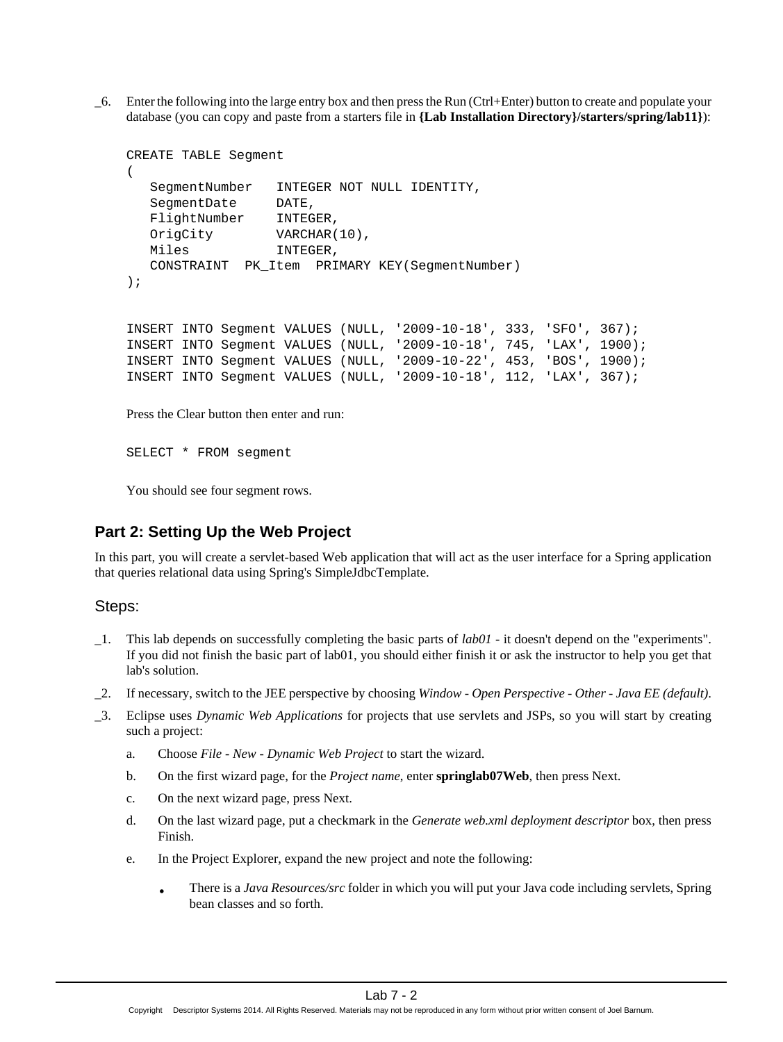_6. Enter the following into the large entry box and then press the Run (Ctrl+Enter) button to create and populate your database (you can copy and paste from a starters file in **{Lab Installation Directory}/starters/spring/lab11}**):

```
CREATE TABLE Segment
(
   SegmentNumber   INTEGER NOT NULL IDENTITY,
   SegmentDate     DATE,
   FlightNumber    INTEGER,
   OrigCity        VARCHAR(10),
   Miles           INTEGER,
   CONSTRAINT  PK_Item  PRIMARY KEY(SegmentNumber)
);


INSERT INTO Segment VALUES (NULL, '2009-10-18', 333, 'SFO', 367);
INSERT INTO Segment VALUES (NULL, '2009-10-18', 745, 'LAX', 1900);
INSERT INTO Segment VALUES (NULL, '2009-10-22', 453, 'BOS', 1900);
INSERT INTO Segment VALUES (NULL, '2009-10-18', 112, 'LAX', 367);
```

Press the Clear button then enter and run:

```
SELECT * FROM segment
```

You should see four segment rows.

## Part 2: Setting Up the Web Project

In this part, you will create a servlet-based Web application that will act as the user interface for a Spring application that queries relational data using Spring's SimpleJdbcTemplate.

### Steps:

_1. This lab depends on successfully completing the basic parts of *lab01* - it doesn't depend on the "experiments". If you did not finish the basic part of lab01, you should either finish it or ask the instructor to help you get that lab's solution.

_2. If necessary, switch to the JEE perspective by choosing *Window - Open Perspective - Other - Java EE (default)*.

_3. Eclipse uses *Dynamic Web Applications* for projects that use servlets and JSPs, so you will start by creating such a project:

a. Choose *File - New - Dynamic Web Project* to start the wizard.

b. On the first wizard page, for the *Project name*, enter **springlab07Web**, then press Next.

c. On the next wizard page, press Next.

d. On the last wizard page, put a checkmark in the *Generate web.xml deployment descriptor* box, then press Finish.

e. In the Project Explorer, expand the new project and note the following:

- There is a *Java Resources/src* folder in which you will put your Java code including servlets, Spring bean classes and so forth.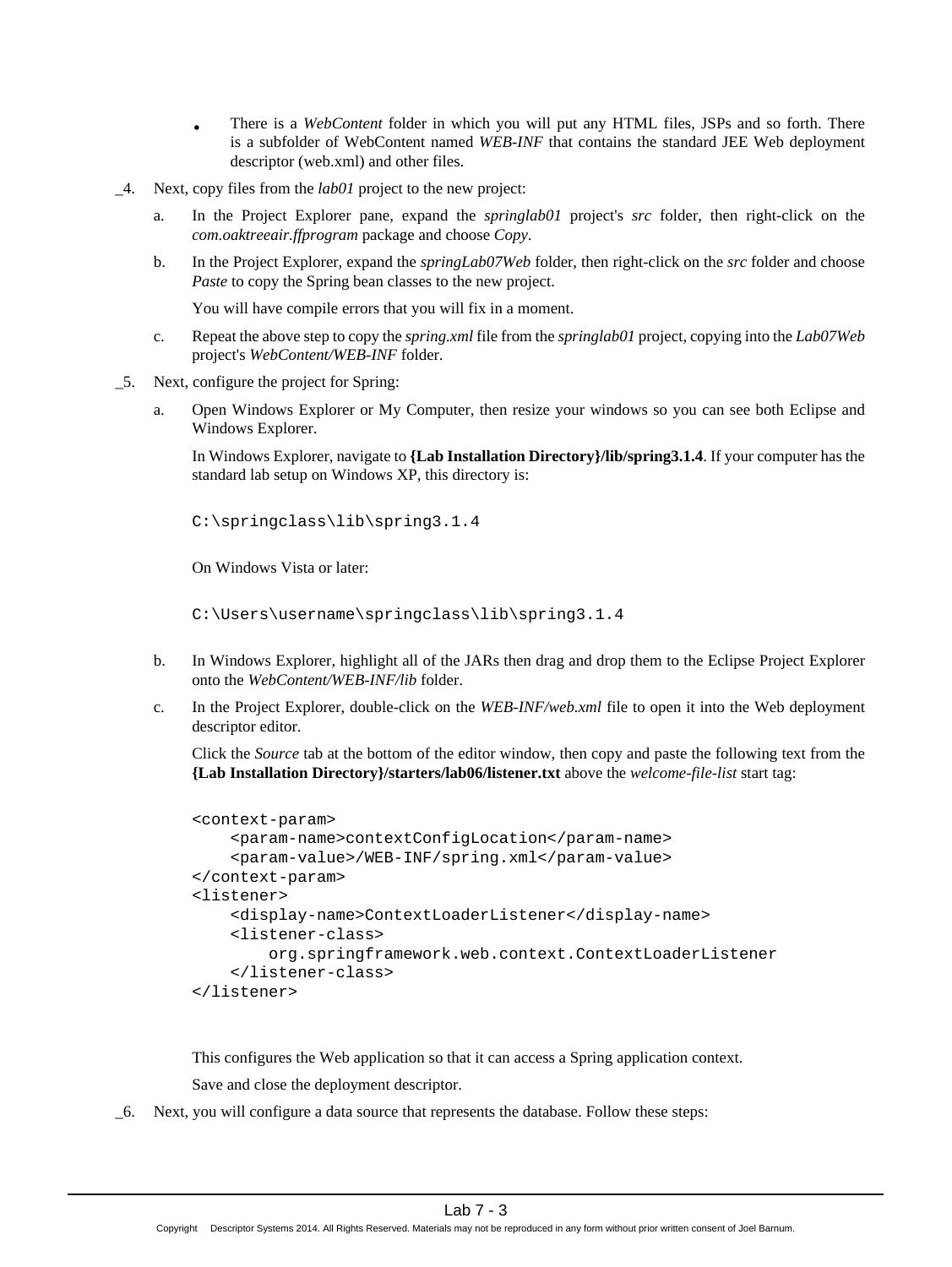- There is a *WebContent* folder in which you will put any HTML files, JSPs and so forth. There is a subfolder of WebContent named *WEB-INF* that contains the standard JEE Web deployment descriptor (web.xml) and other files.

_4. Next, copy files from the *lab01* project to the new project:

   a. In the Project Explorer pane, expand the *springlab01* project's *src* folder, then right-click on the *com.oaktreeair.ffprogram* package and choose *Copy*.

   b. In the Project Explorer, expand the *springLab07Web* folder, then right-click on the *src* folder and choose *Paste* to copy the Spring bean classes to the new project.

      You will have compile errors that you will fix in a moment.

   c. Repeat the above step to copy the *spring.xml* file from the *springlab01* project, copying into the *Lab07Web* project's *WebContent/WEB-INF* folder.

_5. Next, configure the project for Spring:

   a. Open Windows Explorer or My Computer, then resize your windows so you can see both Eclipse and Windows Explorer.

      In Windows Explorer, navigate to **{Lab Installation Directory}/lib/spring3.1.4**. If your computer has the standard lab setup on Windows XP, this directory is:

      ```
      C:\springclass\lib\spring3.1.4
      ```

      On Windows Vista or later:

      ```
      C:\Users\username\springclass\lib\spring3.1.4
      ```

   b. In Windows Explorer, highlight all of the JARs then drag and drop them to the Eclipse Project Explorer onto the *WebContent/WEB-INF/lib* folder.

   c. In the Project Explorer, double-click on the *WEB-INF/web.xml* file to open it into the Web deployment descriptor editor.

      Click the *Source* tab at the bottom of the editor window, then copy and paste the following text from the **{Lab Installation Directory}/starters/lab06/listener.txt** above the *welcome-file-list* start tag:

      ```
      <context-param>
          <param-name>contextConfigLocation</param-name>
          <param-value>/WEB-INF/spring.xml</param-value>
      </context-param>
      <listener>
          <display-name>ContextLoaderListener</display-name>
          <listener-class>
              org.springframework.web.context.ContextLoaderListener
          </listener-class>
      </listener>
      ```

      This configures the Web application so that it can access a Spring application context.

      Save and close the deployment descriptor.

_6. Next, you will configure a data source that represents the database. Follow these steps: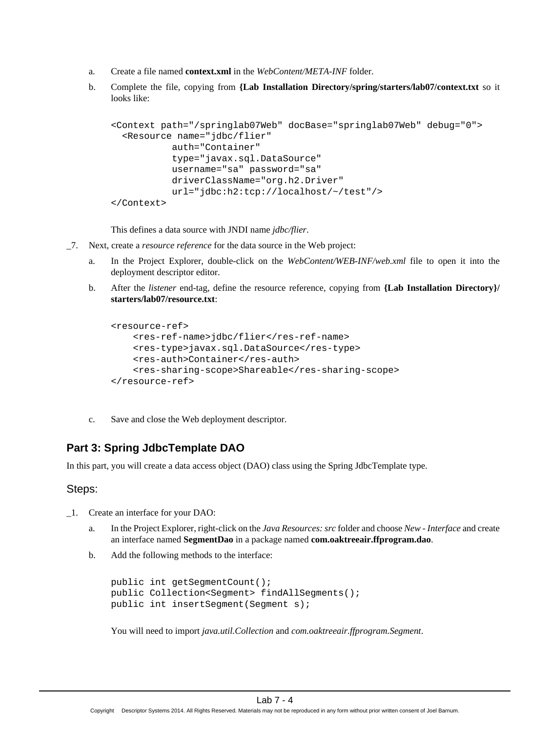a. Create a file named **context.xml** in the *WebContent/META-INF* folder.

b. Complete the file, copying from **{Lab Installation Directory/spring/starters/lab07/context.txt** so it looks like:

```
<Context path="/springlab07Web" docBase="springlab07Web" debug="0">
  <Resource name="jdbc/flier"
           auth="Container"
           type="javax.sql.DataSource"
           username="sa" password="sa"
           driverClassName="org.h2.Driver"
           url="jdbc:h2:tcp://localhost/~/test"/>
</Context>
```

This defines a data source with JNDI name *jdbc/flier*.

_7. Next, create a *resource reference* for the data source in the Web project:

a. In the Project Explorer, double-click on the *WebContent/WEB-INF/web.xml* file to open it into the deployment descriptor editor.

b. After the *listener* end-tag, define the resource reference, copying from **{Lab Installation Directory}/ starters/lab07/resource.txt**:

```
<resource-ref>
    <res-ref-name>jdbc/flier</res-ref-name>
    <res-type>javax.sql.DataSource</res-type>
    <res-auth>Container</res-auth>
    <res-sharing-scope>Shareable</res-sharing-scope>
</resource-ref>
```

c. Save and close the Web deployment descriptor.

## Part 3: Spring JdbcTemplate DAO

In this part, you will create a data access object (DAO) class using the Spring JdbcTemplate type.

### Steps:

_1. Create an interface for your DAO:

a. In the Project Explorer, right-click on the *Java Resources: src* folder and choose *New - Interface* and create an interface named **SegmentDao** in a package named **com.oaktreeair.ffprogram.dao**.

b. Add the following methods to the interface:

```
public int getSegmentCount();
public Collection<Segment> findAllSegments();
public int insertSegment(Segment s);
```

You will need to import *java.util.Collection* and *com.oaktreeair.ffprogram.Segment*.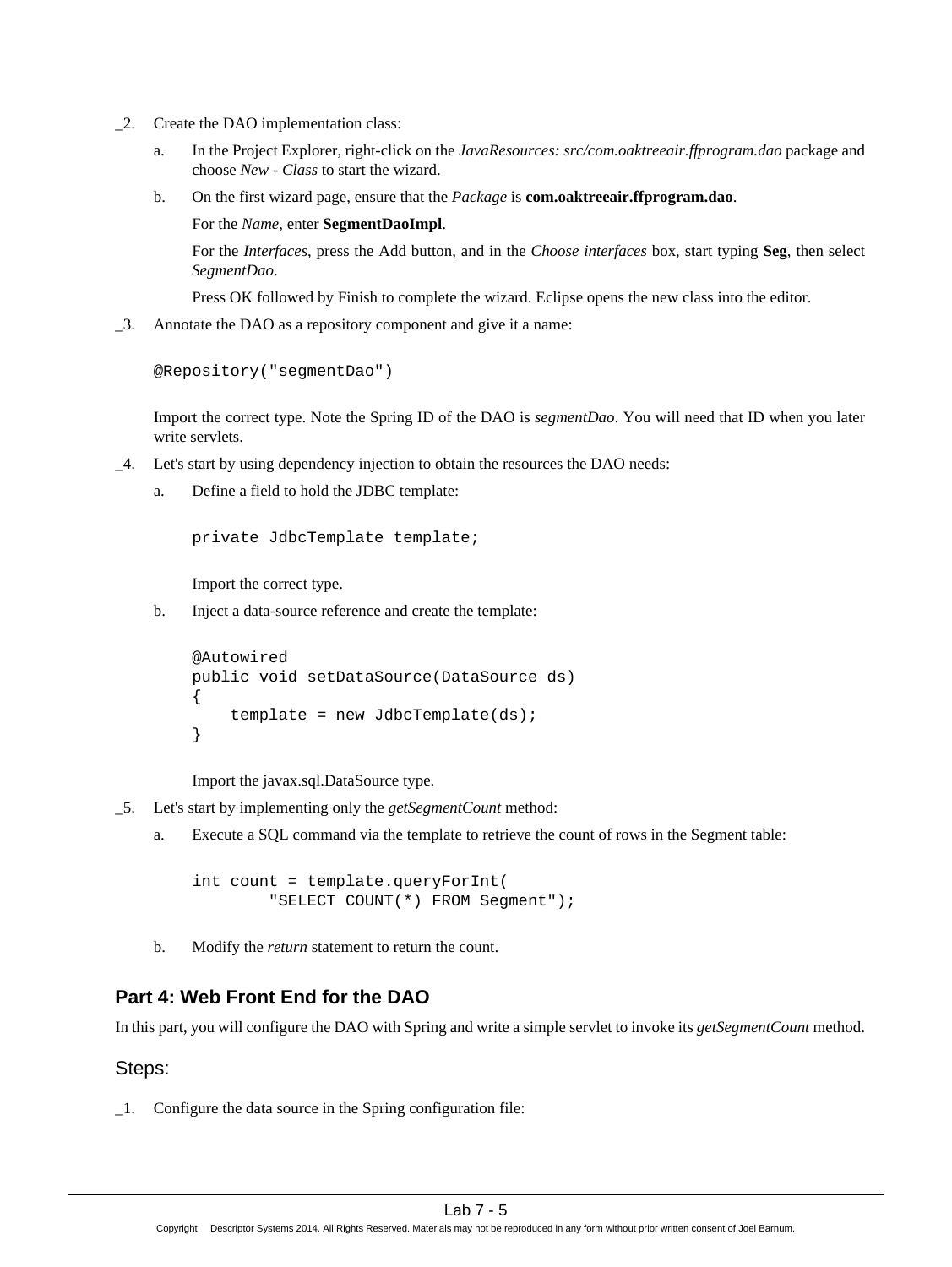_2. Create the DAO implementation class:

a. In the Project Explorer, right-click on the *JavaResources: src/com.oaktreeair.ffprogram.dao* package and choose *New - Class* to start the wizard.

b. On the first wizard page, ensure that the *Package* is **com.oaktreeair.ffprogram.dao**.

   For the *Name*, enter **SegmentDaoImpl**.

   For the *Interfaces*, press the Add button, and in the *Choose interfaces* box, start typing **Seg**, then select *SegmentDao*.

   Press OK followed by Finish to complete the wizard. Eclipse opens the new class into the editor.

_3. Annotate the DAO as a repository component and give it a name:

```
@Repository("segmentDao")
```

Import the correct type. Note the Spring ID of the DAO is *segmentDao*. You will need that ID when you later write servlets.

_4. Let's start by using dependency injection to obtain the resources the DAO needs:

a. Define a field to hold the JDBC template:

```
private JdbcTemplate template;
```

   Import the correct type.

b. Inject a data-source reference and create the template:

```
@Autowired
public void setDataSource(DataSource ds)
{
    template = new JdbcTemplate(ds);
}
```

   Import the javax.sql.DataSource type.

_5. Let's start by implementing only the *getSegmentCount* method:

a. Execute a SQL command via the template to retrieve the count of rows in the Segment table:

```
int count = template.queryForInt(
        "SELECT COUNT(*) FROM Segment");
```

b. Modify the *return* statement to return the count.

## Part 4: Web Front End for the DAO

In this part, you will configure the DAO with Spring and write a simple servlet to invoke its *getSegmentCount* method.

### Steps:

_1. Configure the data source in the Spring configuration file: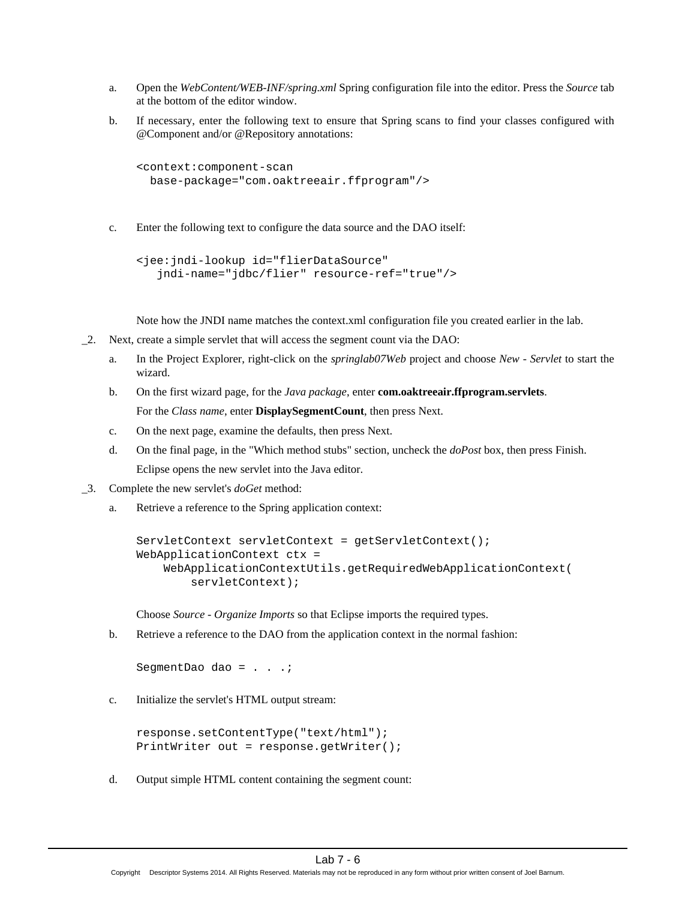a. Open the *WebContent/WEB-INF/spring.xml* Spring configuration file into the editor. Press the *Source* tab at the bottom of the editor window.

b. If necessary, enter the following text to ensure that Spring scans to find your classes configured with @Component and/or @Repository annotations:

```
<context:component-scan
  base-package="com.oaktreeair.ffprogram"/>
```

c. Enter the following text to configure the data source and the DAO itself:

```
<jee:jndi-lookup id="flierDataSource"
   jndi-name="jdbc/flier" resource-ref="true"/>
```

Note how the JNDI name matches the context.xml configuration file you created earlier in the lab.

_2. Next, create a simple servlet that will access the segment count via the DAO:

a. In the Project Explorer, right-click on the *springlab07Web* project and choose *New - Servlet* to start the wizard.

b. On the first wizard page, for the *Java package*, enter **com.oaktreeair.ffprogram.servlets**.

For the *Class name*, enter **DisplaySegmentCount**, then press Next.

c. On the next page, examine the defaults, then press Next.

d. On the final page, in the "Which method stubs" section, uncheck the *doPost* box, then press Finish.

Eclipse opens the new servlet into the Java editor.

_3. Complete the new servlet's *doGet* method:

a. Retrieve a reference to the Spring application context:

```
ServletContext servletContext = getServletContext();
WebApplicationContext ctx =
    WebApplicationContextUtils.getRequiredWebApplicationContext(
        servletContext);
```

Choose *Source - Organize Imports* so that Eclipse imports the required types.

b. Retrieve a reference to the DAO from the application context in the normal fashion:

```
SegmentDao dao = . . .;
```

c. Initialize the servlet's HTML output stream:

```
response.setContentType("text/html");
PrintWriter out = response.getWriter();
```

d. Output simple HTML content containing the segment count: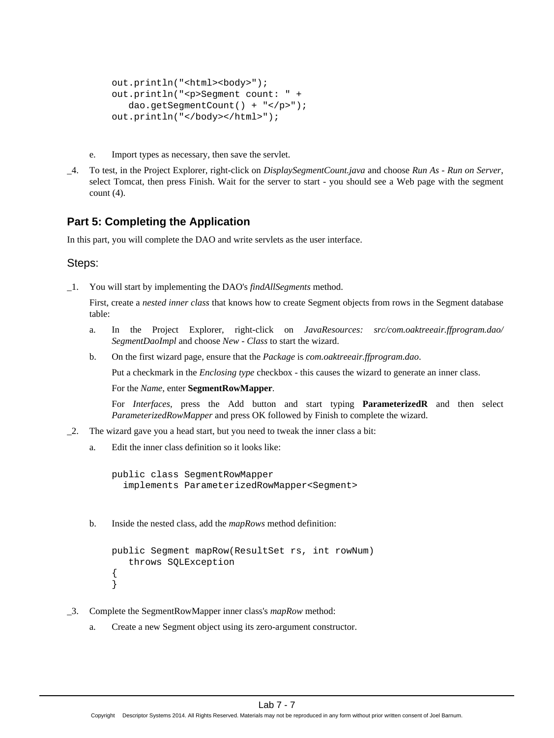```
out.println("<html><body>");
out.println("<p>Segment count: " +
   dao.getSegmentCount() + "</p>");
out.println("</body></html>");
```

e. Import types as necessary, then save the servlet.

_4. To test, in the Project Explorer, right-click on *DisplaySegmentCount.java* and choose *Run As - Run on Server*, select Tomcat, then press Finish. Wait for the server to start - you should see a Web page with the segment count (4).

## Part 5: Completing the Application

In this part, you will complete the DAO and write servlets as the user interface.

### Steps:

_1. You will start by implementing the DAO's *findAllSegments* method.

First, create a *nested inner class* that knows how to create Segment objects from rows in the Segment database table:

a. In the Project Explorer, right-click on *JavaResources: src/com.oaktreeair.ffprogram.dao/ SegmentDaoImpl* and choose *New - Class* to start the wizard.

b. On the first wizard page, ensure that the *Package* is *com.oaktreeair.ffprogram.dao*.

Put a checkmark in the *Enclosing type* checkbox - this causes the wizard to generate an inner class.

For the *Name*, enter **SegmentRowMapper**.

For *Interfaces*, press the Add button and start typing **ParameterizedR** and then select *ParameterizedRowMapper* and press OK followed by Finish to complete the wizard.

_2. The wizard gave you a head start, but you need to tweak the inner class a bit:

a. Edit the inner class definition so it looks like:

```
public class SegmentRowMapper
  implements ParameterizedRowMapper<Segment>
```

b. Inside the nested class, add the *mapRows* method definition:

```
public Segment mapRow(ResultSet rs, int rowNum)
   throws SQLException
{
}
```

_3. Complete the SegmentRowMapper inner class's *mapRow* method:

a. Create a new Segment object using its zero-argument constructor.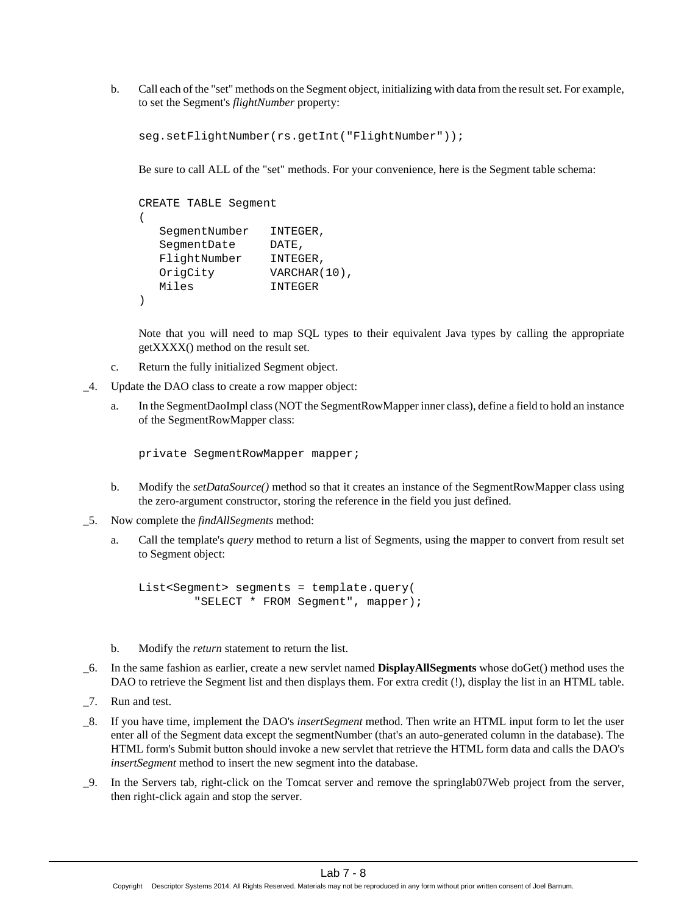b. Call each of the "set" methods on the Segment object, initializing with data from the result set. For example, to set the Segment's *flightNumber* property:

```
seg.setFlightNumber(rs.getInt("FlightNumber"));
```

Be sure to call ALL of the "set" methods. For your convenience, here is the Segment table schema:

```
CREATE TABLE Segment
(
   SegmentNumber   INTEGER,
   SegmentDate     DATE,
   FlightNumber    INTEGER,
   OrigCity        VARCHAR(10),
   Miles           INTEGER
)
```

Note that you will need to map SQL types to their equivalent Java types by calling the appropriate getXXXX() method on the result set.

c. Return the fully initialized Segment object.

_4. Update the DAO class to create a row mapper object:

a. In the SegmentDaoImpl class (NOT the SegmentRowMapper inner class), define a field to hold an instance of the SegmentRowMapper class:

```
private SegmentRowMapper mapper;
```

b. Modify the *setDataSource()* method so that it creates an instance of the SegmentRowMapper class using the zero-argument constructor, storing the reference in the field you just defined.

_5. Now complete the *findAllSegments* method:

a. Call the template's *query* method to return a list of Segments, using the mapper to convert from result set to Segment object:

```
List<Segment> segments = template.query(
        "SELECT * FROM Segment", mapper);
```

b. Modify the *return* statement to return the list.

_6. In the same fashion as earlier, create a new servlet named **DisplayAllSegments** whose doGet() method uses the DAO to retrieve the Segment list and then displays them. For extra credit (!), display the list in an HTML table.

_7. Run and test.

_8. If you have time, implement the DAO's *insertSegment* method. Then write an HTML input form to let the user enter all of the Segment data except the segmentNumber (that's an auto-generated column in the database). The HTML form's Submit button should invoke a new servlet that retrieve the HTML form data and calls the DAO's *insertSegment* method to insert the new segment into the database.

_9. In the Servers tab, right-click on the Tomcat server and remove the springlab07Web project from the server, then right-click again and stop the server.